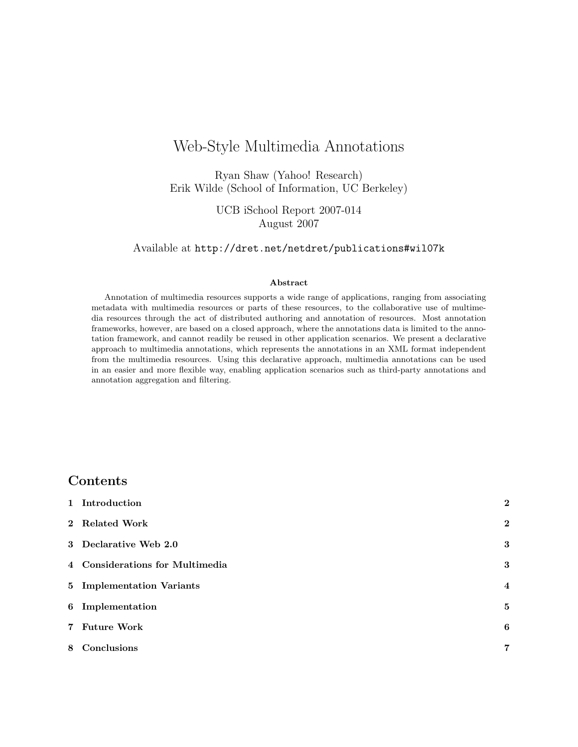# Web-Style Multimedia Annotations

Ryan Shaw (Yahoo! Research)
Erik Wilde (School of Information, UC Berkeley)

UCB iSchool Report 2007-014
August 2007

Available at `http://dret.net/netdret/publications#wil07k`

### Abstract

Annotation of multimedia resources supports a wide range of applications, ranging from associating metadata with multimedia resources or parts of these resources, to the collaborative use of multimedia resources through the act of distributed authoring and annotation of resources. Most annotation frameworks, however, are based on a closed approach, where the annotations data is limited to the annotation framework, and cannot readily be reused in other application scenarios. We present a declarative approach to multimedia annotations, which represents the annotations in an XML format independent from the multimedia resources. Using this declarative approach, multimedia annotations can be used in an easier and more flexible way, enabling application scenarios such as third-party annotations and annotation aggregation and filtering.

## Contents

| | |
|---|---|
| **1 Introduction** | **2** |
| **2 Related Work** | **2** |
| **3 Declarative Web 2.0** | **3** |
| **4 Considerations for Multimedia** | **3** |
| **5 Implementation Variants** | **4** |
| **6 Implementation** | **5** |
| **7 Future Work** | **6** |
| **8 Conclusions** | **7** |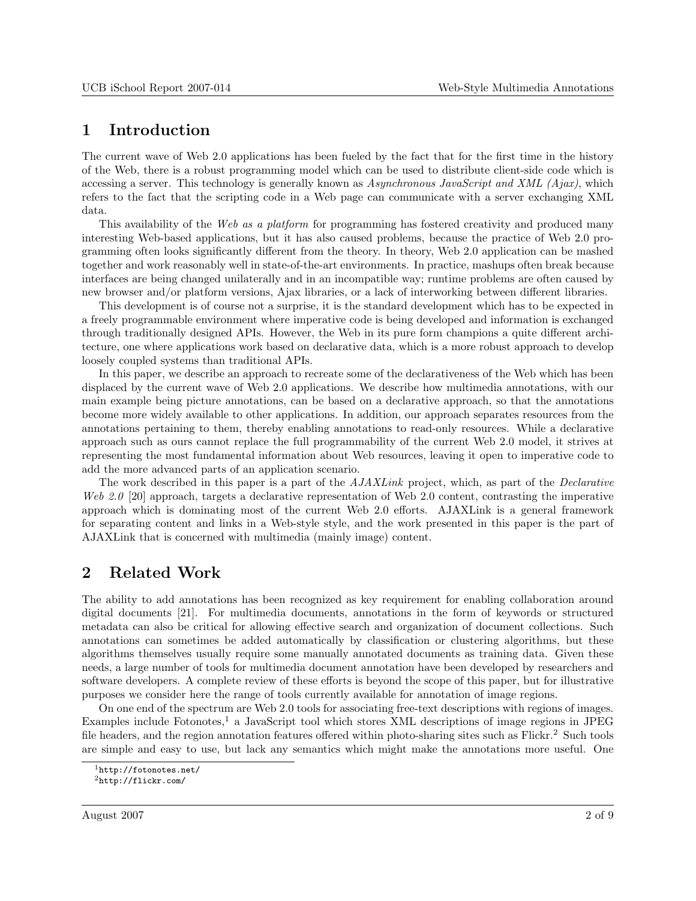## 1 Introduction

The current wave of Web 2.0 applications has been fueled by the fact that for the first time in the history of the Web, there is a robust programming model which can be used to distribute client-side code which is accessing a server. This technology is generally known as *Asynchronous JavaScript and XML (Ajax)*, which refers to the fact that the scripting code in a Web page can communicate with a server exchanging XML data.

This availability of the *Web as a platform* for programming has fostered creativity and produced many interesting Web-based applications, but it has also caused problems, because the practice of Web 2.0 programming often looks significantly different from the theory. In theory, Web 2.0 application can be mashed together and work reasonably well in state-of-the-art environments. In practice, mashups often break because interfaces are being changed unilaterally and in an incompatible way; runtime problems are often caused by new browser and/or platform versions, Ajax libraries, or a lack of interworking between different libraries.

This development is of course not a surprise, it is the standard development which has to be expected in a freely programmable environment where imperative code is being developed and information is exchanged through traditionally designed APIs. However, the Web in its pure form champions a quite different architecture, one where applications work based on declarative data, which is a more robust approach to develop loosely coupled systems than traditional APIs.

In this paper, we describe an approach to recreate some of the declarativeness of the Web which has been displaced by the current wave of Web 2.0 applications. We describe how multimedia annotations, with our main example being picture annotations, can be based on a declarative approach, so that the annotations become more widely available to other applications. In addition, our approach separates resources from the annotations pertaining to them, thereby enabling annotations to read-only resources. While a declarative approach such as ours cannot replace the full programmability of the current Web 2.0 model, it strives at representing the most fundamental information about Web resources, leaving it open to imperative code to add the more advanced parts of an application scenario.

The work described in this paper is a part of the *AJAXLink* project, which, as part of the *Declarative Web 2.0* [20] approach, targets a declarative representation of Web 2.0 content, contrasting the imperative approach which is dominating most of the current Web 2.0 efforts. AJAXLink is a general framework for separating content and links in a Web-style style, and the work presented in this paper is the part of AJAXLink that is concerned with multimedia (mainly image) content.

## 2 Related Work

The ability to add annotations has been recognized as key requirement for enabling collaboration around digital documents [21]. For multimedia documents, annotations in the form of keywords or structured metadata can also be critical for allowing effective search and organization of document collections. Such annotations can sometimes be added automatically by classification or clustering algorithms, but these algorithms themselves usually require some manually annotated documents as training data. Given these needs, a large number of tools for multimedia document annotation have been developed by researchers and software developers. A complete review of these efforts is beyond the scope of this paper, but for illustrative purposes we consider here the range of tools currently available for annotation of image regions.

On one end of the spectrum are Web 2.0 tools for associating free-text descriptions with regions of images. Examples include Fotonotes,[1] a JavaScript tool which stores XML descriptions of image regions in JPEG file headers, and the region annotation features offered within photo-sharing sites such as Flickr.[2] Such tools are simple and easy to use, but lack any semantics which might make the annotations more useful. One

[1] http://fotonotes.net/
[2] http://flickr.com/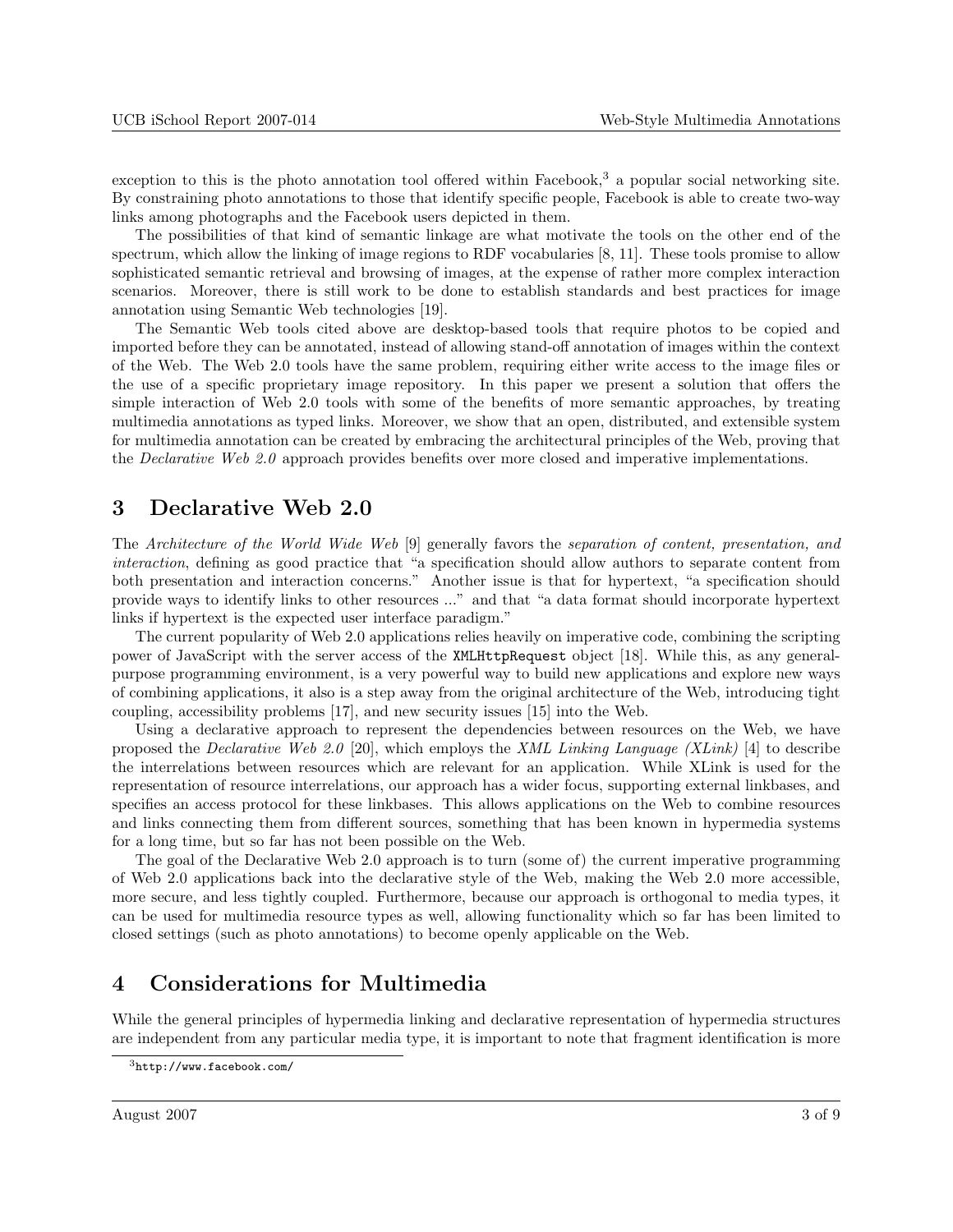exception to this is the photo annotation tool offered within Facebook,[3] a popular social networking site. By constraining photo annotations to those that identify specific people, Facebook is able to create two-way links among photographs and the Facebook users depicted in them.

The possibilities of that kind of semantic linkage are what motivate the tools on the other end of the spectrum, which allow the linking of image regions to RDF vocabularies [8, 11]. These tools promise to allow sophisticated semantic retrieval and browsing of images, at the expense of rather more complex interaction scenarios. Moreover, there is still work to be done to establish standards and best practices for image annotation using Semantic Web technologies [19].

The Semantic Web tools cited above are desktop-based tools that require photos to be copied and imported before they can be annotated, instead of allowing stand-off annotation of images within the context of the Web. The Web 2.0 tools have the same problem, requiring either write access to the image files or the use of a specific proprietary image repository. In this paper we present a solution that offers the simple interaction of Web 2.0 tools with some of the benefits of more semantic approaches, by treating multimedia annotations as typed links. Moreover, we show that an open, distributed, and extensible system for multimedia annotation can be created by embracing the architectural principles of the Web, proving that the *Declarative Web 2.0* approach provides benefits over more closed and imperative implementations.

# 3 Declarative Web 2.0

The *Architecture of the World Wide Web* [9] generally favors the *separation of content, presentation, and interaction*, defining as good practice that "a specification should allow authors to separate content from both presentation and interaction concerns." Another issue is that for hypertext, "a specification should provide ways to identify links to other resources ..." and that "a data format should incorporate hypertext links if hypertext is the expected user interface paradigm."

The current popularity of Web 2.0 applications relies heavily on imperative code, combining the scripting power of JavaScript with the server access of the `XMLHttpRequest` object [18]. While this, as any general-purpose programming environment, is a very powerful way to build new applications and explore new ways of combining applications, it also is a step away from the original architecture of the Web, introducing tight coupling, accessibility problems [17], and new security issues [15] into the Web.

Using a declarative approach to represent the dependencies between resources on the Web, we have proposed the *Declarative Web 2.0* [20], which employs the *XML Linking Language (XLink)* [4] to describe the interrelations between resources which are relevant for an application. While XLink is used for the representation of resource interrelations, our approach has a wider focus, supporting external linkbases, and specifies an access protocol for these linkbases. This allows applications on the Web to combine resources and links connecting them from different sources, something that has been known in hypermedia systems for a long time, but so far has not been possible on the Web.

The goal of the Declarative Web 2.0 approach is to turn (some of) the current imperative programming of Web 2.0 applications back into the declarative style of the Web, making the Web 2.0 more accessible, more secure, and less tightly coupled. Furthermore, because our approach is orthogonal to media types, it can be used for multimedia resource types as well, allowing functionality which so far has been limited to closed settings (such as photo annotations) to become openly applicable on the Web.

# 4 Considerations for Multimedia

While the general principles of hypermedia linking and declarative representation of hypermedia structures are independent from any particular media type, it is important to note that fragment identification is more

[3] `http://www.facebook.com/`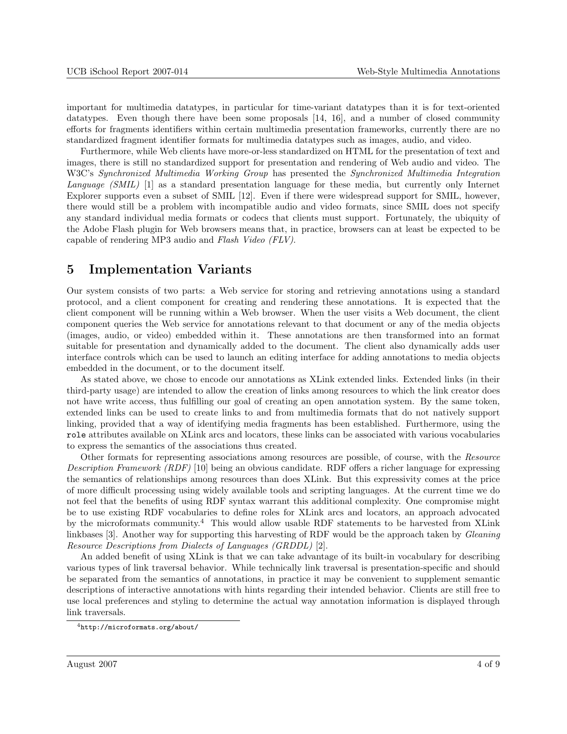important for multimedia datatypes, in particular for time-variant datatypes than it is for text-oriented datatypes. Even though there have been some proposals [14, 16], and a number of closed community efforts for fragments identifiers within certain multimedia presentation frameworks, currently there are no standardized fragment identifier formats for multimedia datatypes such as images, audio, and video.

Furthermore, while Web clients have more-or-less standardized on HTML for the presentation of text and images, there is still no standardized support for presentation and rendering of Web audio and video. The W3C's *Synchronized Multimedia Working Group* has presented the *Synchronized Multimedia Integration Language (SMIL)* [1] as a standard presentation language for these media, but currently only Internet Explorer supports even a subset of SMIL [12]. Even if there were widespread support for SMIL, however, there would still be a problem with incompatible audio and video formats, since SMIL does not specify any standard individual media formats or codecs that clients must support. Fortunately, the ubiquity of the Adobe Flash plugin for Web browsers means that, in practice, browsers can at least be expected to be capable of rendering MP3 audio and *Flash Video (FLV)*.

## 5 Implementation Variants

Our system consists of two parts: a Web service for storing and retrieving annotations using a standard protocol, and a client component for creating and rendering these annotations. It is expected that the client component will be running within a Web browser. When the user visits a Web document, the client component queries the Web service for annotations relevant to that document or any of the media objects (images, audio, or video) embedded within it. These annotations are then transformed into an format suitable for presentation and dynamically added to the document. The client also dynamically adds user interface controls which can be used to launch an editing interface for adding annotations to media objects embedded in the document, or to the document itself.

As stated above, we chose to encode our annotations as XLink extended links. Extended links (in their third-party usage) are intended to allow the creation of links among resources to which the link creator does not have write access, thus fulfilling our goal of creating an open annotation system. By the same token, extended links can be used to create links to and from multimedia formats that do not natively support linking, provided that a way of identifying media fragments has been established. Furthermore, using the `role` attributes available on XLink arcs and locators, these links can be associated with various vocabularies to express the semantics of the associations thus created.

Other formats for representing associations among resources are possible, of course, with the *Resource Description Framework (RDF)* [10] being an obvious candidate. RDF offers a richer language for expressing the semantics of relationships among resources than does XLink. But this expressivity comes at the price of more difficult processing using widely available tools and scripting languages. At the current time we do not feel that the benefits of using RDF syntax warrant this additional complexity. One compromise might be to use existing RDF vocabularies to define roles for XLink arcs and locators, an approach advocated by the microformats community.[4] This would allow usable RDF statements to be harvested from XLink linkbases [3]. Another way for supporting this harvesting of RDF would be the approach taken by *Gleaning Resource Descriptions from Dialects of Languages (GRDDL)* [2].

An added benefit of using XLink is that we can take advantage of its built-in vocabulary for describing various types of link traversal behavior. While technically link traversal is presentation-specific and should be separated from the semantics of annotations, in practice it may be convenient to supplement semantic descriptions of interactive annotations with hints regarding their intended behavior. Clients are still free to use local preferences and styling to determine the actual way annotation information is displayed through link traversals.

[4] `http://microformats.org/about/`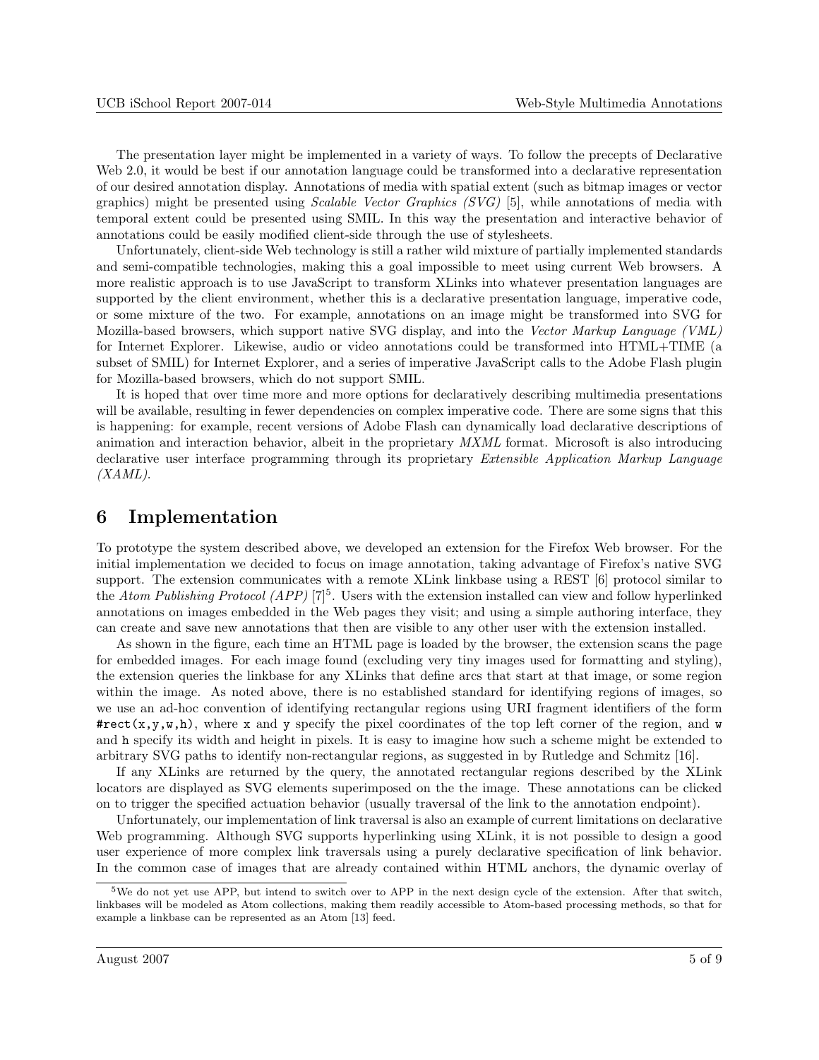The presentation layer might be implemented in a variety of ways. To follow the precepts of Declarative Web 2.0, it would be best if our annotation language could be transformed into a declarative representation of our desired annotation display. Annotations of media with spatial extent (such as bitmap images or vector graphics) might be presented using *Scalable Vector Graphics (SVG)* [5], while annotations of media with temporal extent could be presented using SMIL. In this way the presentation and interactive behavior of annotations could be easily modified client-side through the use of stylesheets.

Unfortunately, client-side Web technology is still a rather wild mixture of partially implemented standards and semi-compatible technologies, making this a goal impossible to meet using current Web browsers. A more realistic approach is to use JavaScript to transform XLinks into whatever presentation languages are supported by the client environment, whether this is a declarative presentation language, imperative code, or some mixture of the two. For example, annotations on an image might be transformed into SVG for Mozilla-based browsers, which support native SVG display, and into the *Vector Markup Language (VML)* for Internet Explorer. Likewise, audio or video annotations could be transformed into HTML+TIME (a subset of SMIL) for Internet Explorer, and a series of imperative JavaScript calls to the Adobe Flash plugin for Mozilla-based browsers, which do not support SMIL.

It is hoped that over time more and more options for declaratively describing multimedia presentations will be available, resulting in fewer dependencies on complex imperative code. There are some signs that this is happening: for example, recent versions of Adobe Flash can dynamically load declarative descriptions of animation and interaction behavior, albeit in the proprietary *MXML* format. Microsoft is also introducing declarative user interface programming through its proprietary *Extensible Application Markup Language (XAML)*.

# 6 Implementation

To prototype the system described above, we developed an extension for the Firefox Web browser. For the initial implementation we decided to focus on image annotation, taking advantage of Firefox's native SVG support. The extension communicates with a remote XLink linkbase using a REST [6] protocol similar to the *Atom Publishing Protocol (APP)* [7][5]. Users with the extension installed can view and follow hyperlinked annotations on images embedded in the Web pages they visit; and using a simple authoring interface, they can create and save new annotations that then are visible to any other user with the extension installed.

As shown in the figure, each time an HTML page is loaded by the browser, the extension scans the page for embedded images. For each image found (excluding very tiny images used for formatting and styling), the extension queries the linkbase for any XLinks that define arcs that start at that image, or some region within the image. As noted above, there is no established standard for identifying regions of images, so we use an ad-hoc convention of identifying rectangular regions using URI fragment identifiers of the form `#rect(x,y,w,h)`, where `x` and `y` specify the pixel coordinates of the top left corner of the region, and `w` and `h` specify its width and height in pixels. It is easy to imagine how such a scheme might be extended to arbitrary SVG paths to identify non-rectangular regions, as suggested in by Rutledge and Schmitz [16].

If any XLinks are returned by the query, the annotated rectangular regions described by the XLink locators are displayed as SVG elements superimposed on the the image. These annotations can be clicked on to trigger the specified actuation behavior (usually traversal of the link to the annotation endpoint).

Unfortunately, our implementation of link traversal is also an example of current limitations on declarative Web programming. Although SVG supports hyperlinking using XLink, it is not possible to design a good user experience of more complex link traversals using a purely declarative specification of link behavior. In the common case of images that are already contained within HTML anchors, the dynamic overlay of

[5] We do not yet use APP, but intend to switch over to APP in the next design cycle of the extension. After that switch, linkbases will be modeled as Atom collections, making them readily accessible to Atom-based processing methods, so that for example a linkbase can be represented as an Atom [13] feed.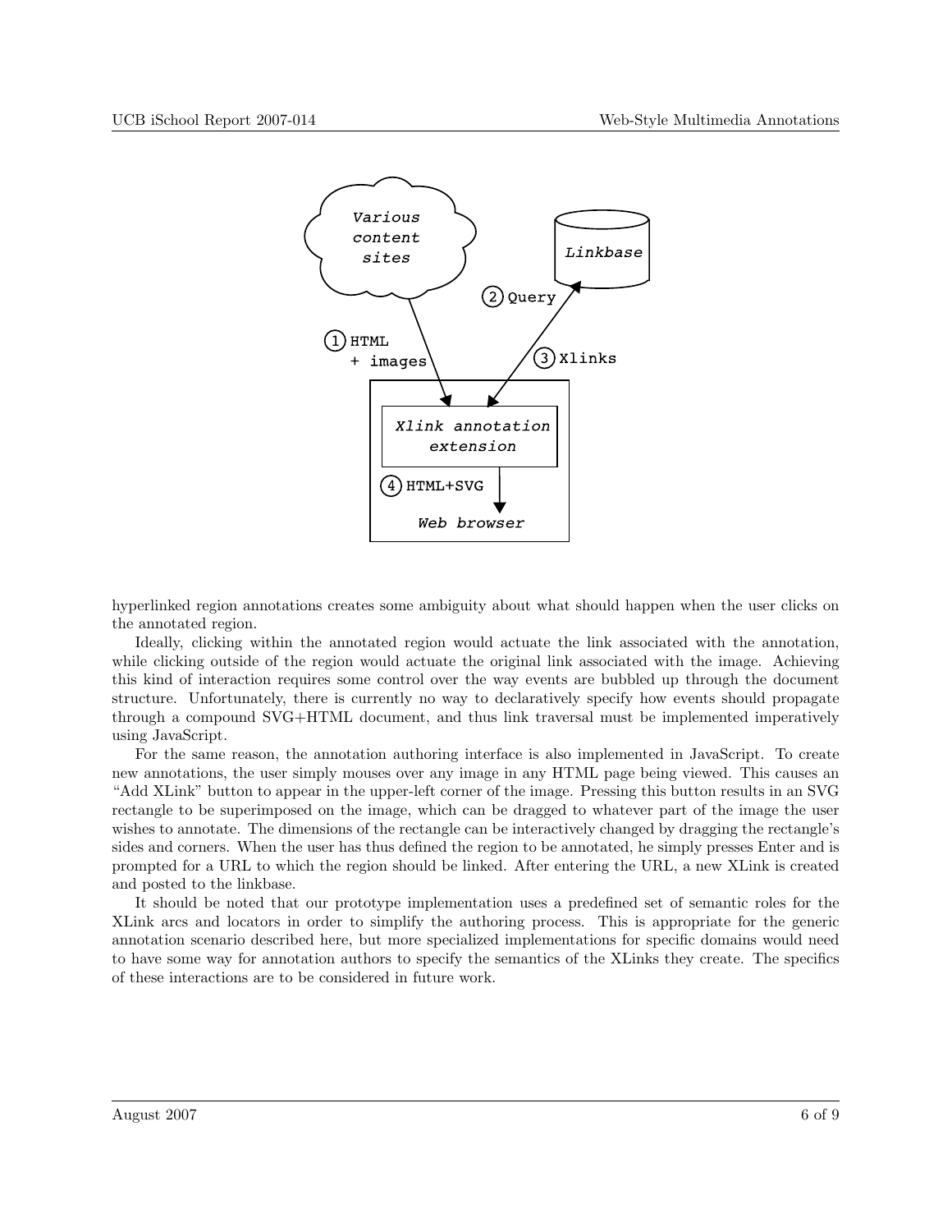hyperlinked region annotations creates some ambiguity about what should happen when the user clicks on the annotated region.

Ideally, clicking within the annotated region would actuate the link associated with the annotation, while clicking outside of the region would actuate the original link associated with the image. Achieving this kind of interaction requires some control over the way events are bubbled up through the document structure. Unfortunately, there is currently no way to declaratively specify how events should propagate through a compound SVG+HTML document, and thus link traversal must be implemented imperatively using JavaScript.

For the same reason, the annotation authoring interface is also implemented in JavaScript. To create new annotations, the user simply mouses over any image in any HTML page being viewed. This causes an "Add XLink" button to appear in the upper-left corner of the image. Pressing this button results in an SVG rectangle to be superimposed on the image, which can be dragged to whatever part of the image the user wishes to annotate. The dimensions of the rectangle can be interactively changed by dragging the rectangle's sides and corners. When the user has thus defined the region to be annotated, he simply presses Enter and is prompted for a URL to which the region should be linked. After entering the URL, a new XLink is created and posted to the linkbase.

It should be noted that our prototype implementation uses a predefined set of semantic roles for the XLink arcs and locators in order to simplify the authoring process. This is appropriate for the generic annotation scenario described here, but more specialized implementations for specific domains would need to have some way for annotation authors to specify the semantics of the XLinks they create. The specifics of these interactions are to be considered in future work.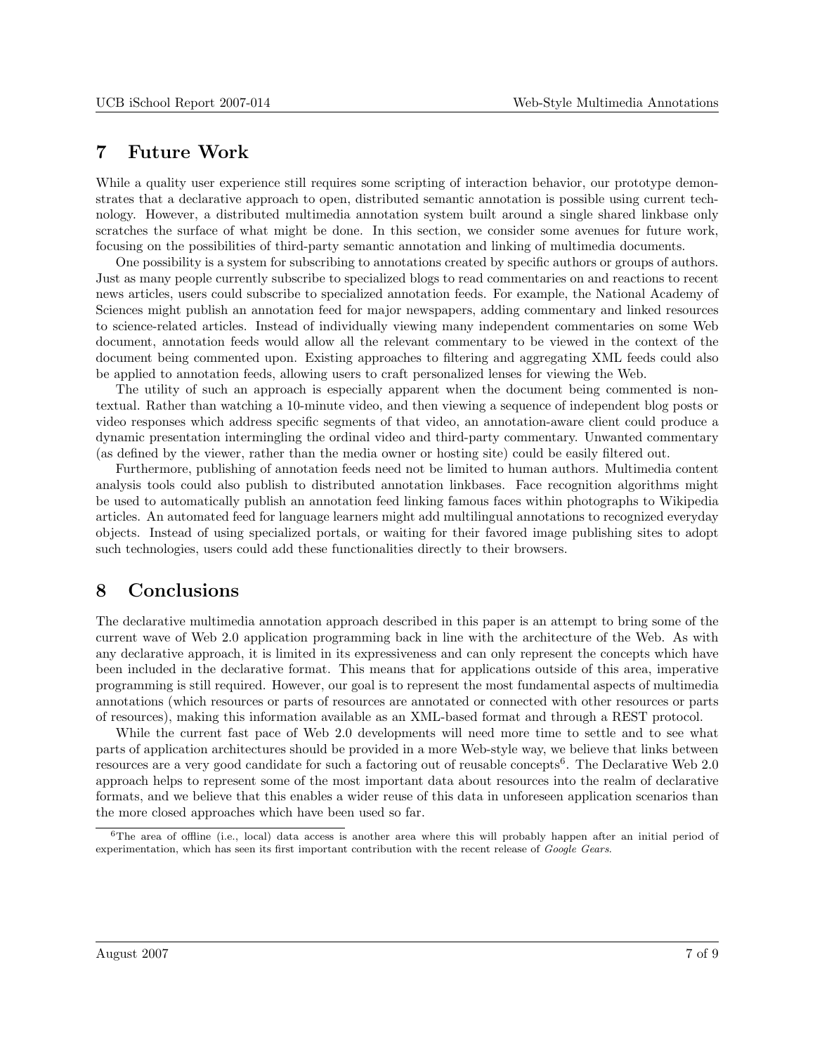## 7 Future Work

While a quality user experience still requires some scripting of interaction behavior, our prototype demonstrates that a declarative approach to open, distributed semantic annotation is possible using current technology. However, a distributed multimedia annotation system built around a single shared linkbase only scratches the surface of what might be done. In this section, we consider some avenues for future work, focusing on the possibilities of third-party semantic annotation and linking of multimedia documents.

One possibility is a system for subscribing to annotations created by specific authors or groups of authors. Just as many people currently subscribe to specialized blogs to read commentaries on and reactions to recent news articles, users could subscribe to specialized annotation feeds. For example, the National Academy of Sciences might publish an annotation feed for major newspapers, adding commentary and linked resources to science-related articles. Instead of individually viewing many independent commentaries on some Web document, annotation feeds would allow all the relevant commentary to be viewed in the context of the document being commented upon. Existing approaches to filtering and aggregating XML feeds could also be applied to annotation feeds, allowing users to craft personalized lenses for viewing the Web.

The utility of such an approach is especially apparent when the document being commented is non-textual. Rather than watching a 10-minute video, and then viewing a sequence of independent blog posts or video responses which address specific segments of that video, an annotation-aware client could produce a dynamic presentation intermingling the ordinal video and third-party commentary. Unwanted commentary (as defined by the viewer, rather than the media owner or hosting site) could be easily filtered out.

Furthermore, publishing of annotation feeds need not be limited to human authors. Multimedia content analysis tools could also publish to distributed annotation linkbases. Face recognition algorithms might be used to automatically publish an annotation feed linking famous faces within photographs to Wikipedia articles. An automated feed for language learners might add multilingual annotations to recognized everyday objects. Instead of using specialized portals, or waiting for their favored image publishing sites to adopt such technologies, users could add these functionalities directly to their browsers.

## 8 Conclusions

The declarative multimedia annotation approach described in this paper is an attempt to bring some of the current wave of Web 2.0 application programming back in line with the architecture of the Web. As with any declarative approach, it is limited in its expressiveness and can only represent the concepts which have been included in the declarative format. This means that for applications outside of this area, imperative programming is still required. However, our goal is to represent the most fundamental aspects of multimedia annotations (which resources or parts of resources are annotated or connected with other resources or parts of resources), making this information available as an XML-based format and through a REST protocol.

While the current fast pace of Web 2.0 developments will need more time to settle and to see what parts of application architectures should be provided in a more Web-style way, we believe that links between resources are a very good candidate for such a factoring out of reusable concepts[6]. The Declarative Web 2.0 approach helps to represent some of the most important data about resources into the realm of declarative formats, and we believe that this enables a wider reuse of this data in unforeseen application scenarios than the more closed approaches which have been used so far.

[6] The area of offline (i.e., local) data access is another area where this will probably happen after an initial period of experimentation, which has seen its first important contribution with the recent release of *Google Gears*.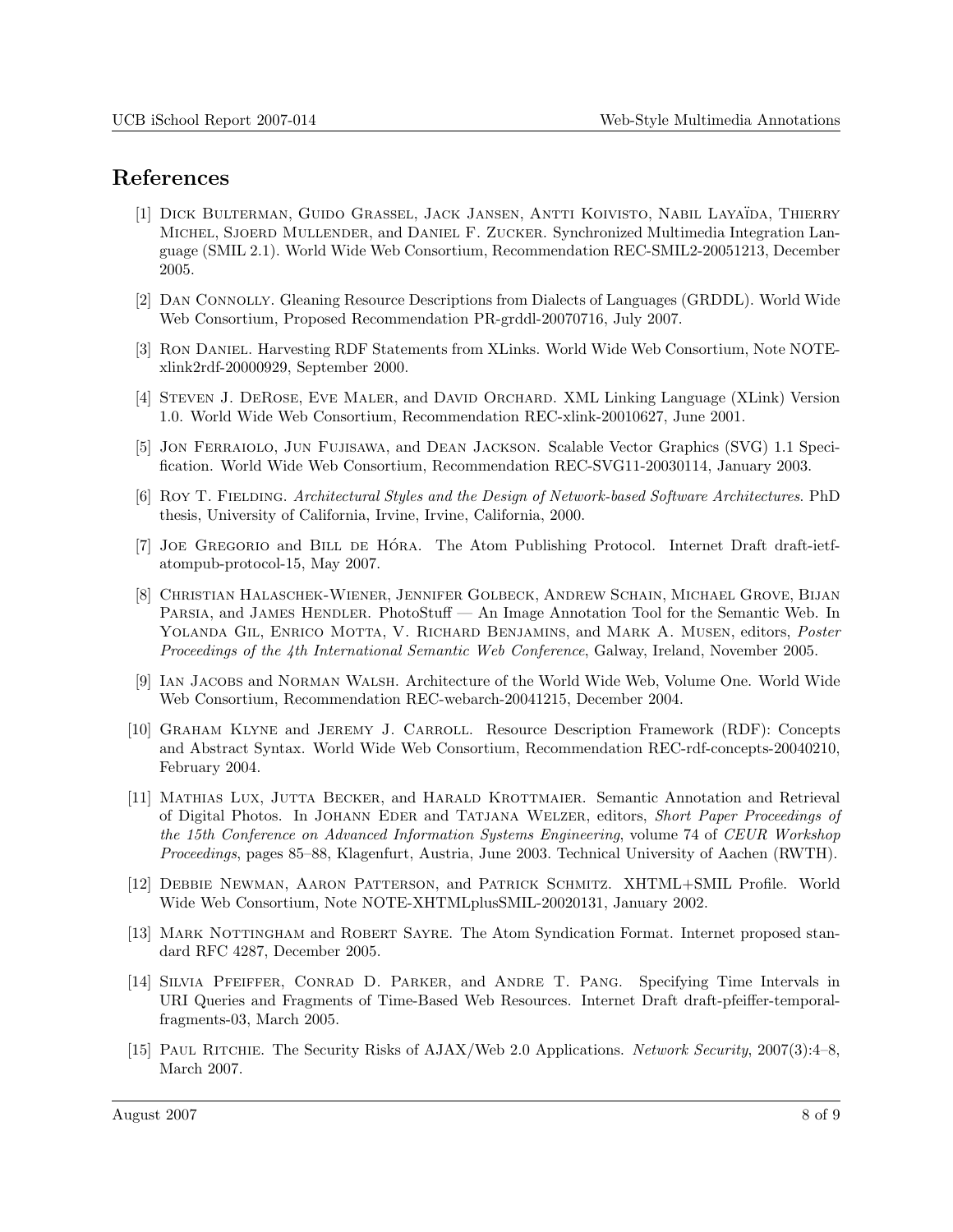## References

[1] Dick Bulterman, Guido Grassel, Jack Jansen, Antti Koivisto, Nabil Layaïda, Thierry Michel, Sjoerd Mullender, and Daniel F. Zucker. Synchronized Multimedia Integration Language (SMIL 2.1). World Wide Web Consortium, Recommendation REC-SMIL2-20051213, December 2005.

[2] Dan Connolly. Gleaning Resource Descriptions from Dialects of Languages (GRDDL). World Wide Web Consortium, Proposed Recommendation PR-grddl-20070716, July 2007.

[3] Ron Daniel. Harvesting RDF Statements from XLinks. World Wide Web Consortium, Note NOTE-xlink2rdf-20000929, September 2000.

[4] Steven J. DeRose, Eve Maler, and David Orchard. XML Linking Language (XLink) Version 1.0. World Wide Web Consortium, Recommendation REC-xlink-20010627, June 2001.

[5] Jon Ferraiolo, Jun Fujisawa, and Dean Jackson. Scalable Vector Graphics (SVG) 1.1 Specification. World Wide Web Consortium, Recommendation REC-SVG11-20030114, January 2003.

[6] Roy T. Fielding. *Architectural Styles and the Design of Network-based Software Architectures*. PhD thesis, University of California, Irvine, Irvine, California, 2000.

[7] Joe Gregorio and Bill de Hóra. The Atom Publishing Protocol. Internet Draft draft-ietf-atompub-protocol-15, May 2007.

[8] Christian Halaschek-Wiener, Jennifer Golbeck, Andrew Schain, Michael Grove, Bijan Parsia, and James Hendler. PhotoStuff — An Image Annotation Tool for the Semantic Web. In Yolanda Gil, Enrico Motta, V. Richard Benjamins, and Mark A. Musen, editors, *Poster Proceedings of the 4th International Semantic Web Conference*, Galway, Ireland, November 2005.

[9] Ian Jacobs and Norman Walsh. Architecture of the World Wide Web, Volume One. World Wide Web Consortium, Recommendation REC-webarch-20041215, December 2004.

[10] Graham Klyne and Jeremy J. Carroll. Resource Description Framework (RDF): Concepts and Abstract Syntax. World Wide Web Consortium, Recommendation REC-rdf-concepts-20040210, February 2004.

[11] Mathias Lux, Jutta Becker, and Harald Krottmaier. Semantic Annotation and Retrieval of Digital Photos. In Johann Eder and Tatjana Welzer, editors, *Short Paper Proceedings of the 15th Conference on Advanced Information Systems Engineering*, volume 74 of *CEUR Workshop Proceedings*, pages 85–88, Klagenfurt, Austria, June 2003. Technical University of Aachen (RWTH).

[12] Debbie Newman, Aaron Patterson, and Patrick Schmitz. XHTML+SMIL Profile. World Wide Web Consortium, Note NOTE-XHTMLplusSMIL-20020131, January 2002.

[13] Mark Nottingham and Robert Sayre. The Atom Syndication Format. Internet proposed standard RFC 4287, December 2005.

[14] Silvia Pfeiffer, Conrad D. Parker, and Andre T. Pang. Specifying Time Intervals in URI Queries and Fragments of Time-Based Web Resources. Internet Draft draft-pfeiffer-temporal-fragments-03, March 2005.

[15] Paul Ritchie. The Security Risks of AJAX/Web 2.0 Applications. *Network Security*, 2007(3):4–8, March 2007.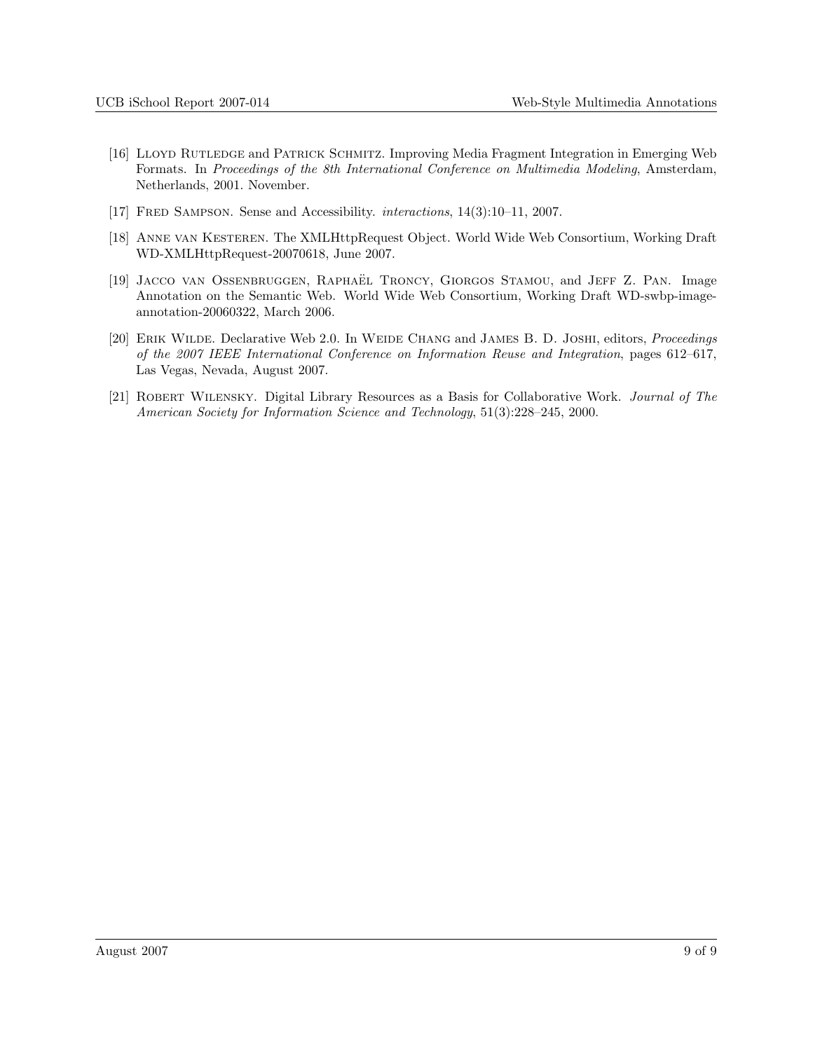[16] Lloyd Rutledge and Patrick Schmitz. Improving Media Fragment Integration in Emerging Web Formats. In *Proceedings of the 8th International Conference on Multimedia Modeling*, Amsterdam, Netherlands, 2001. November.

[17] Fred Sampson. Sense and Accessibility. *interactions*, 14(3):10–11, 2007.

[18] Anne van Kesteren. The XMLHttpRequest Object. World Wide Web Consortium, Working Draft WD-XMLHttpRequest-20070618, June 2007.

[19] Jacco van Ossenbruggen, Raphaël Troncy, Giorgos Stamou, and Jeff Z. Pan. Image Annotation on the Semantic Web. World Wide Web Consortium, Working Draft WD-swbp-image-annotation-20060322, March 2006.

[20] Erik Wilde. Declarative Web 2.0. In Weide Chang and James B. D. Joshi, editors, *Proceedings of the 2007 IEEE International Conference on Information Reuse and Integration*, pages 612–617, Las Vegas, Nevada, August 2007.

[21] Robert Wilensky. Digital Library Resources as a Basis for Collaborative Work. *Journal of The American Society for Information Science and Technology*, 51(3):228–245, 2000.